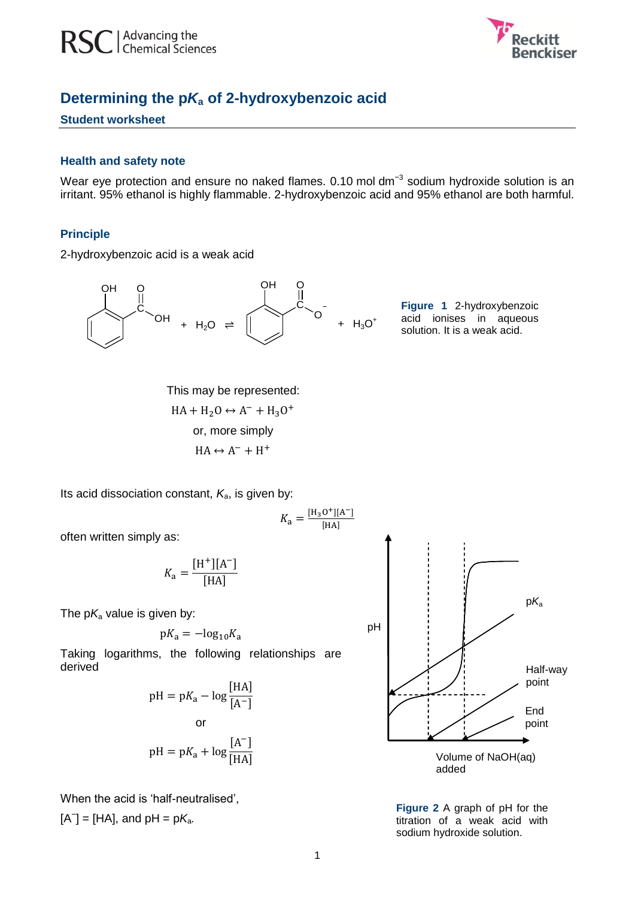# Determining the p$K_a$ of 2-hydroxybenzoic acid

## Student worksheet

### Health and safety note

Wear eye protection and ensure no naked flames. 0.10 mol dm$^{-3}$ sodium hydroxide solution is an irritant. 95% ethanol is highly flammable. 2-hydroxybenzoic acid and 95% ethanol are both harmful.

### Principle

2-hydroxybenzoic acid is a weak acid

**Figure 1** 2-hydroxybenzoic acid ionises in aqueous solution. It is a weak acid.

This may be represented:

$$\mathrm{HA + H_2O \leftrightarrow A^- + H_3O^+}$$

or, more simply

$$\mathrm{HA \leftrightarrow A^- + H^+}$$

Its acid dissociation constant, $K_a$, is given by:

$$K_a = \frac{[\mathrm{H_3O^+}][\mathrm{A^-}]}{[\mathrm{HA}]}$$

often written simply as:

$$K_a = \frac{[\mathrm{H^+}][\mathrm{A^-}]}{[\mathrm{HA}]}$$

The p$K_a$ value is given by:

$$\mathrm{p}K_a = -\log_{10} K_a$$

Taking logarithms, the following relationships are derived

$$\mathrm{pH} = \mathrm{p}K_a - \log\frac{[\mathrm{HA}]}{[\mathrm{A^-}]}$$

or

$$\mathrm{pH} = \mathrm{p}K_a + \log\frac{[\mathrm{A^-}]}{[\mathrm{HA}]}$$

When the acid is 'half-neutralised',

$[\mathrm{A^-}] = [\mathrm{HA}]$, and pH = p$K_a$.

**Figure 2** A graph of pH for the titration of a weak acid with sodium hydroxide solution.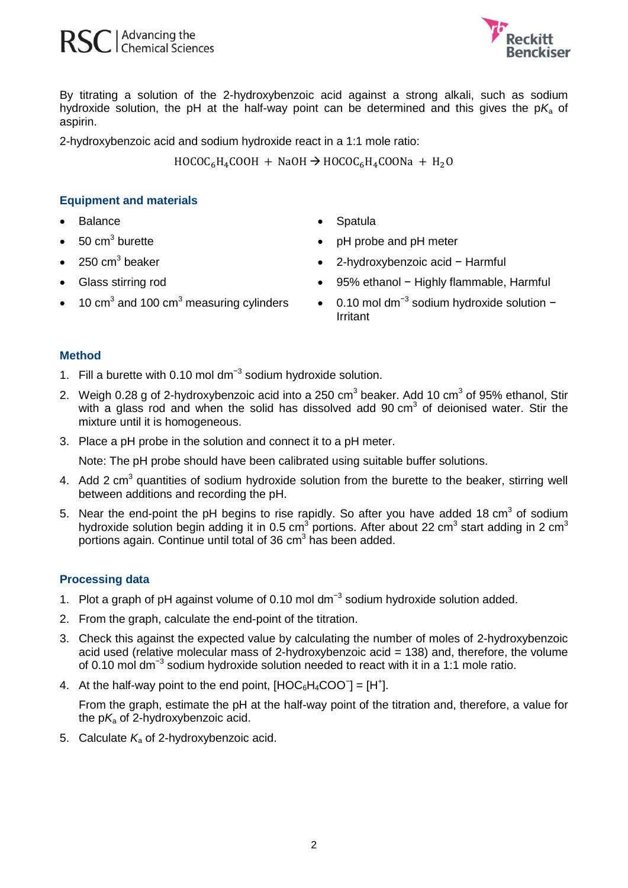By titrating a solution of the 2-hydroxybenzoic acid against a strong alkali, such as sodium hydroxide solution, the pH at the half-way point can be determined and this gives the p$K_a$ of aspirin.

2-hydroxybenzoic acid and sodium hydroxide react in a 1:1 mole ratio:

$$HOCOC_6H_4COOH + NaOH \rightarrow HOCOC_6H_4COONa + H_2O$$

### Equipment and materials

- Balance
- 50 $cm^3$ burette
- 250 $cm^3$ beaker
- Glass stirring rod
- 10 $cm^3$ and 100 $cm^3$ measuring cylinders
- Spatula
- pH probe and pH meter
- 2-hydroxybenzoic acid − Harmful
- 95% ethanol − Highly flammable, Harmful
- 0.10 mol $dm^{-3}$ sodium hydroxide solution − Irritant

### Method

1. Fill a burette with 0.10 mol $dm^{-3}$ sodium hydroxide solution.
2. Weigh 0.28 g of 2-hydroxybenzoic acid into a 250 $cm^3$ beaker. Add 10 $cm^3$ of 95% ethanol, Stir with a glass rod and when the solid has dissolved add 90 $cm^3$ of deionised water. Stir the mixture until it is homogeneous.
3. Place a pH probe in the solution and connect it to a pH meter.

   Note: The pH probe should have been calibrated using suitable buffer solutions.
4. Add 2 $cm^3$ quantities of sodium hydroxide solution from the burette to the beaker, stirring well between additions and recording the pH.
5. Near the end-point the pH begins to rise rapidly. So after you have added 18 $cm^3$ of sodium hydroxide solution begin adding it in 0.5 $cm^3$ portions. After about 22 $cm^3$ start adding in 2 $cm^3$ portions again. Continue until total of 36 $cm^3$ has been added.

### Processing data

1. Plot a graph of pH against volume of 0.10 mol $dm^{-3}$ sodium hydroxide solution added.
2. From the graph, calculate the end-point of the titration.
3. Check this against the expected value by calculating the number of moles of 2-hydroxybenzoic acid used (relative molecular mass of 2-hydroxybenzoic acid = 138) and, therefore, the volume of 0.10 mol $dm^{-3}$ sodium hydroxide solution needed to react with it in a 1:1 mole ratio.
4. At the half-way point to the end point, $[HOC_6H_4COO^-] = [H^+]$.

   From the graph, estimate the pH at the half-way point of the titration and, therefore, a value for the p$K_a$ of 2-hydroxybenzoic acid.
5. Calculate $K_a$ of 2-hydroxybenzoic acid.